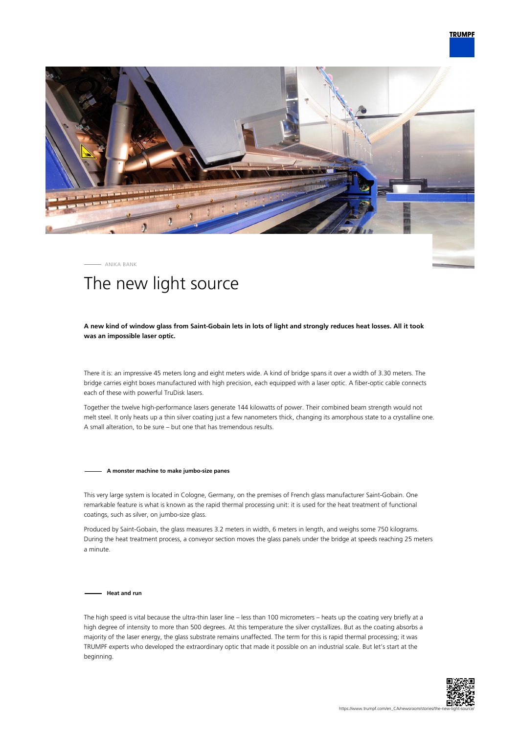ANIKA BANK

# The new light source

**A new kind of window glass from Saint-Gobain lets in lots of light and strongly reduces heat losses. All it took was an impossible laser optic.**

There it is: an impressive 45 meters long and eight meters wide. A kind of bridge spans it over a width of 3.30 meters. The bridge carries eight boxes manufactured with high precision, each equipped with a laser optic. A fiber-optic cable connects each of these with powerful TruDisk lasers.

Together the twelve high-performance lasers generate 144 kilowatts of power. Their combined beam strength would not melt steel. It only heats up a thin silver coating just a few nanometers thick, changing its amorphous state to a crystalline one. A small alteration, to be sure – but one that has tremendous results.

## A monster machine to make jumbo-size panes

This very large system is located in Cologne, Germany, on the premises of French glass manufacturer Saint-Gobain. One remarkable feature is what is known as the rapid thermal processing unit: it is used for the heat treatment of functional coatings, such as silver, on jumbo-size glass.

Produced by Saint-Gobain, the glass measures 3.2 meters in width, 6 meters in length, and weighs some 750 kilograms. During the heat treatment process, a conveyor section moves the glass panels under the bridge at speeds reaching 25 meters a minute.

## Heat and run

The high speed is vital because the ultra-thin laser line – less than 100 micrometers – heats up the coating very briefly at a high degree of intensity to more than 500 degrees. At this temperature the silver crystallizes. But as the coating absorbs a majority of the laser energy, the glass substrate remains unaffected. The term for this is rapid thermal processing; it was TRUMPF experts who developed the extraordinary optic that made it possible on an industrial scale. But let's start at the beginning.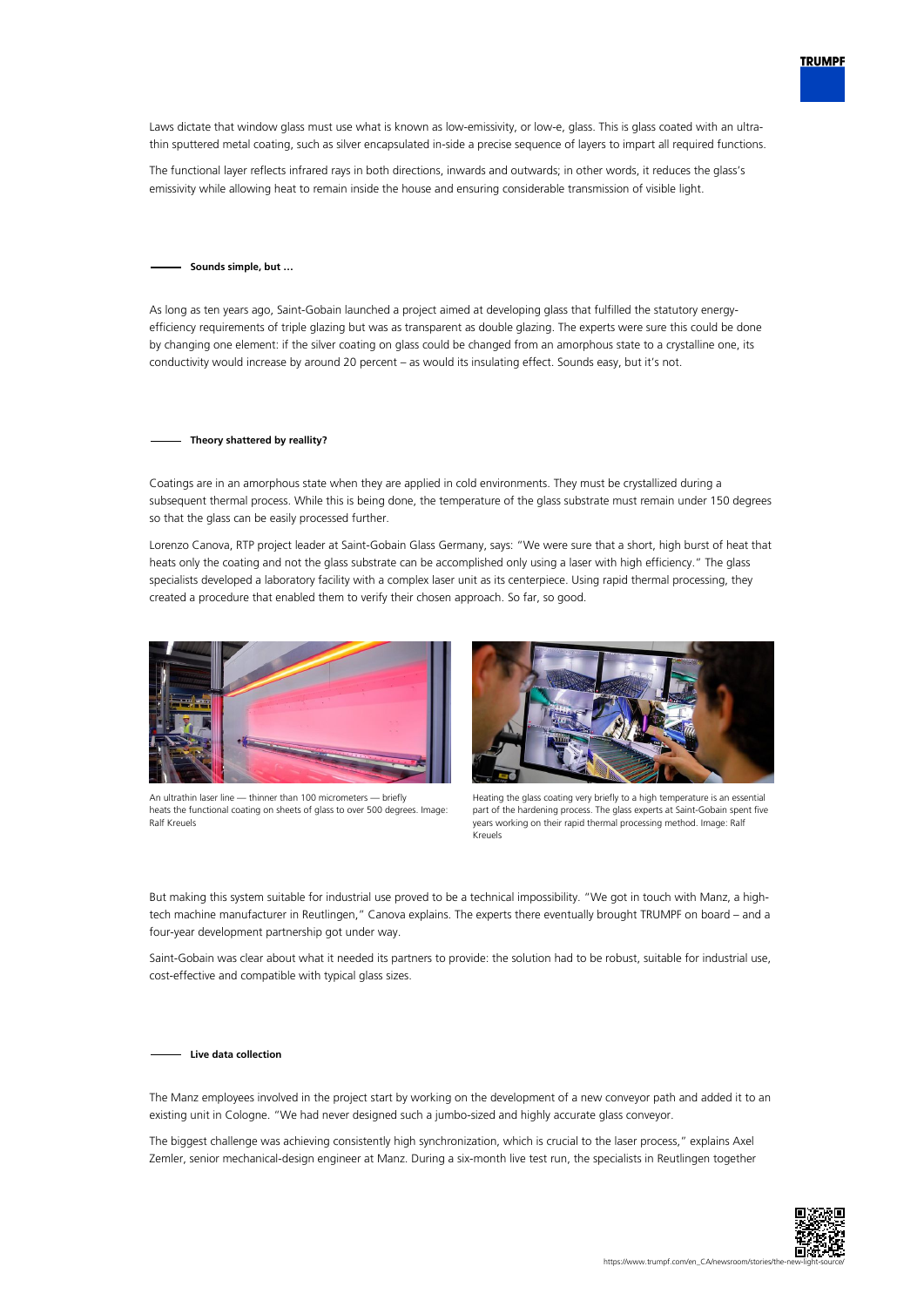Laws dictate that window glass must use what is known as low-emissivity, or low-e, glass. This is glass coated with an ultra-thin sputtered metal coating, such as silver encapsulated in-side a precise sequence of layers to impart all required functions.

The functional layer reflects infrared rays in both directions, inwards and outwards; in other words, it reduces the glass's emissivity while allowing heat to remain inside the house and ensuring considerable transmission of visible light.

## Sounds simple, but ...

As long as ten years ago, Saint-Gobain launched a project aimed at developing glass that fulfilled the statutory energy-efficiency requirements of triple glazing but was as transparent as double glazing. The experts were sure this could be done by changing one element: if the silver coating on glass could be changed from an amorphous state to a crystalline one, its conductivity would increase by around 20 percent – as would its insulating effect. Sounds easy, but it's not.

## Theory shattered by reallity?

Coatings are in an amorphous state when they are applied in cold environments. They must be crystallized during a subsequent thermal process. While this is being done, the temperature of the glass substrate must remain under 150 degrees so that the glass can be easily processed further.

Lorenzo Canova, RTP project leader at Saint-Gobain Glass Germany, says: "We were sure that a short, high burst of heat that heats only the coating and not the glass substrate can be accomplished only using a laser with high efficiency." The glass specialists developed a laboratory facility with a complex laser unit as its centerpiece. Using rapid thermal processing, they created a procedure that enabled them to verify their chosen approach. So far, so good.

An ultrathin laser line — thinner than 100 micrometers — briefly heats the functional coating on sheets of glass to over 500 degrees. Image: Ralf Kreuels

Heating the glass coating very briefly to a high temperature is an essential part of the hardening process. The glass experts at Saint-Gobain spent five years working on their rapid thermal processing method. Image: Ralf Kreuels

But making this system suitable for industrial use proved to be a technical impossibility. "We got in touch with Manz, a high-tech machine manufacturer in Reutlingen," Canova explains. The experts there eventually brought TRUMPF on board – and a four-year development partnership got under way.

Saint-Gobain was clear about what it needed its partners to provide: the solution had to be robust, suitable for industrial use, cost-effective and compatible with typical glass sizes.

## Live data collection

The Manz employees involved in the project start by working on the development of a new conveyor path and added it to an existing unit in Cologne. "We had never designed such a jumbo-sized and highly accurate glass conveyor.

The biggest challenge was achieving consistently high synchronization, which is crucial to the laser process," explains Axel Zemler, senior mechanical-design engineer at Manz. During a six-month live test run, the specialists in Reutlingen together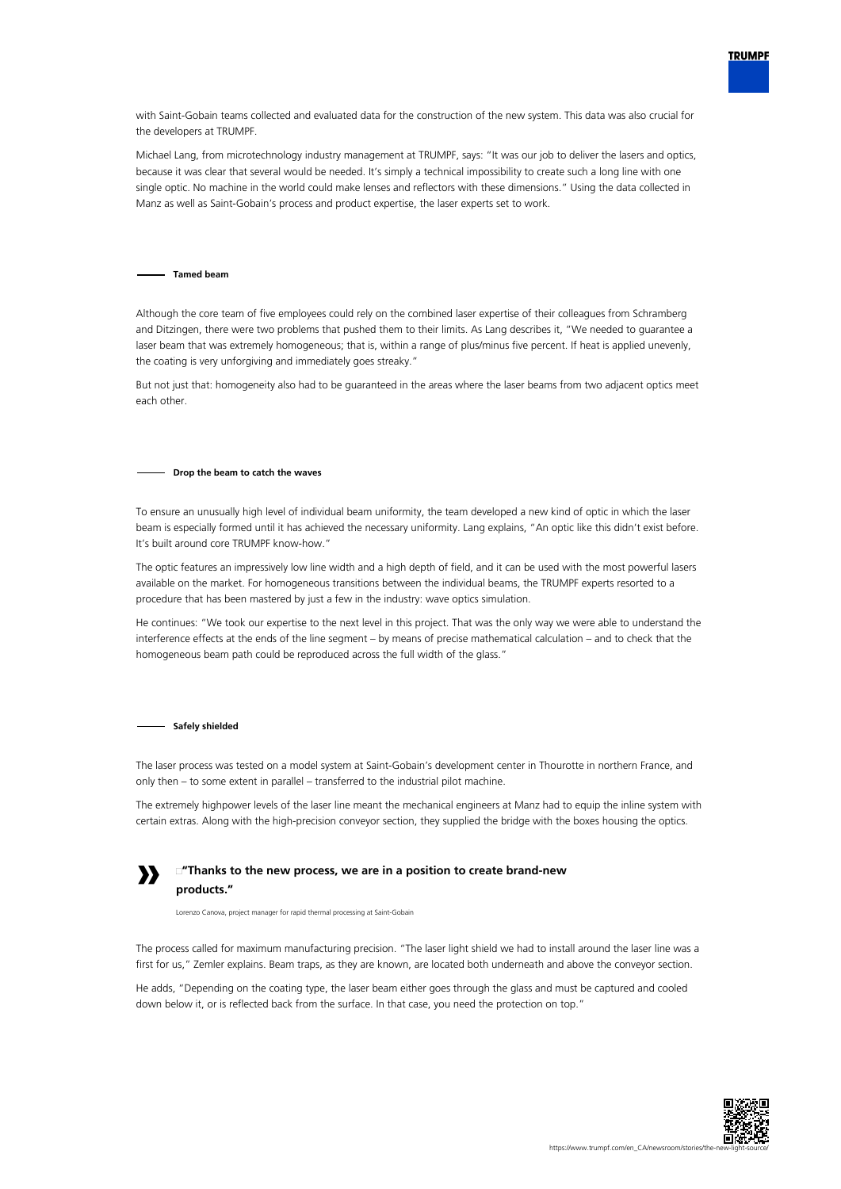with Saint-Gobain teams collected and evaluated data for the construction of the new system. This data was also crucial for the developers at TRUMPF.

Michael Lang, from microtechnology industry management at TRUMPF, says: "It was our job to deliver the lasers and optics, because it was clear that several would be needed. It's simply a technical impossibility to create such a long line with one single optic. No machine in the world could make lenses and reflectors with these dimensions." Using the data collected in Manz as well as Saint-Gobain's process and product expertise, the laser experts set to work.

### Tamed beam

Although the core team of five employees could rely on the combined laser expertise of their colleagues from Schramberg and Ditzingen, there were two problems that pushed them to their limits. As Lang describes it, "We needed to guarantee a laser beam that was extremely homogeneous; that is, within a range of plus/minus five percent. If heat is applied unevenly, the coating is very unforgiving and immediately goes streaky."

But not just that: homogeneity also had to be guaranteed in the areas where the laser beams from two adjacent optics meet each other.

### Drop the beam to catch the waves

To ensure an unusually high level of individual beam uniformity, the team developed a new kind of optic in which the laser beam is especially formed until it has achieved the necessary uniformity. Lang explains, "An optic like this didn't exist before. It's built around core TRUMPF know-how."

The optic features an impressively low line width and a high depth of field, and it can be used with the most powerful lasers available on the market. For homogeneous transitions between the individual beams, the TRUMPF experts resorted to a procedure that has been mastered by just a few in the industry: wave optics simulation.

He continues: "We took our expertise to the next level in this project. That was the only way we were able to understand the interference effects at the ends of the line segment – by means of precise mathematical calculation – and to check that the homogeneous beam path could be reproduced across the full width of the glass."

### Safely shielded

The laser process was tested on a model system at Saint-Gobain's development center in Thourotte in northern France, and only then – to some extent in parallel – transferred to the industrial pilot machine.

The extremely highpower levels of the laser line meant the mechanical engineers at Manz had to equip the inline system with certain extras. Along with the high-precision conveyor section, they supplied the bridge with the boxes housing the optics.

> **"Thanks to the new process, we are in a position to create brand-new products."**
>
> Lorenzo Canova, project manager for rapid thermal processing at Saint-Gobain

The process called for maximum manufacturing precision. "The laser light shield we had to install around the laser line was a first for us," Zemler explains. Beam traps, as they are known, are located both underneath and above the conveyor section.

He adds, "Depending on the coating type, the laser beam either goes through the glass and must be captured and cooled down below it, or is reflected back from the surface. In that case, you need the protection on top."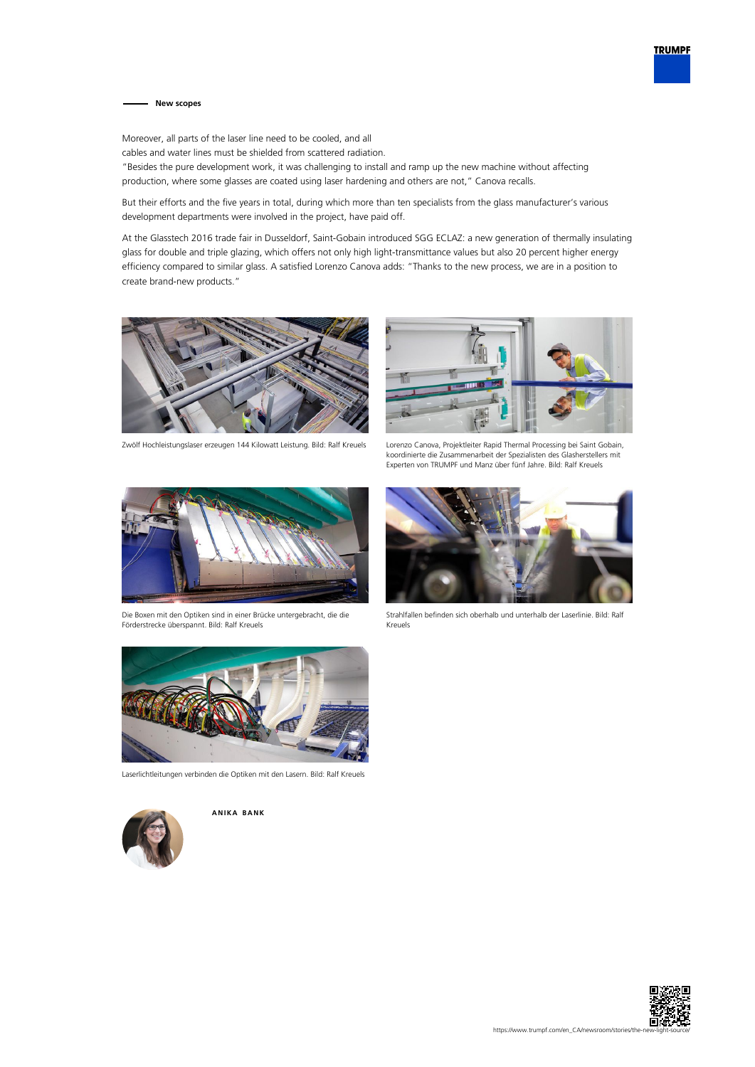## New scopes

Moreover, all parts of the laser line need to be cooled, and all
cables and water lines must be shielded from scattered radiation.
"Besides the pure development work, it was challenging to install and ramp up the new machine without affecting production, where some glasses are coated using laser hardening and others are not," Canova recalls.

But their efforts and the five years in total, during which more than ten specialists from the glass manufacturer's various development departments were involved in the project, have paid off.

At the Glasstech 2016 trade fair in Dusseldorf, Saint-Gobain introduced SGG ECLAZ: a new generation of thermally insulating glass for double and triple glazing, which offers not only high light-transmittance values but also 20 percent higher energy efficiency compared to similar glass. A satisfied Lorenzo Canova adds: "Thanks to the new process, we are in a position to create brand-new products."

Zwölf Hochleistungslaser erzeugen 144 Kilowatt Leistung. Bild: Ralf Kreuels

Lorenzo Canova, Projektleiter Rapid Thermal Processing bei Saint Gobain, koordinierte die Zusammenarbeit der Spezialisten des Glasherstellers mit Experten von TRUMPF und Manz über fünf Jahre. Bild: Ralf Kreuels

Die Boxen mit den Optiken sind in einer Brücke untergebracht, die die Förderstrecke überspannt. Bild: Ralf Kreuels

Strahlfallen befinden sich oberhalb und unterhalb der Laserlinie. Bild: Ralf Kreuels

Laserlichtleitungen verbinden die Optiken mit den Lasern. Bild: Ralf Kreuels

**ANIKA BANK**